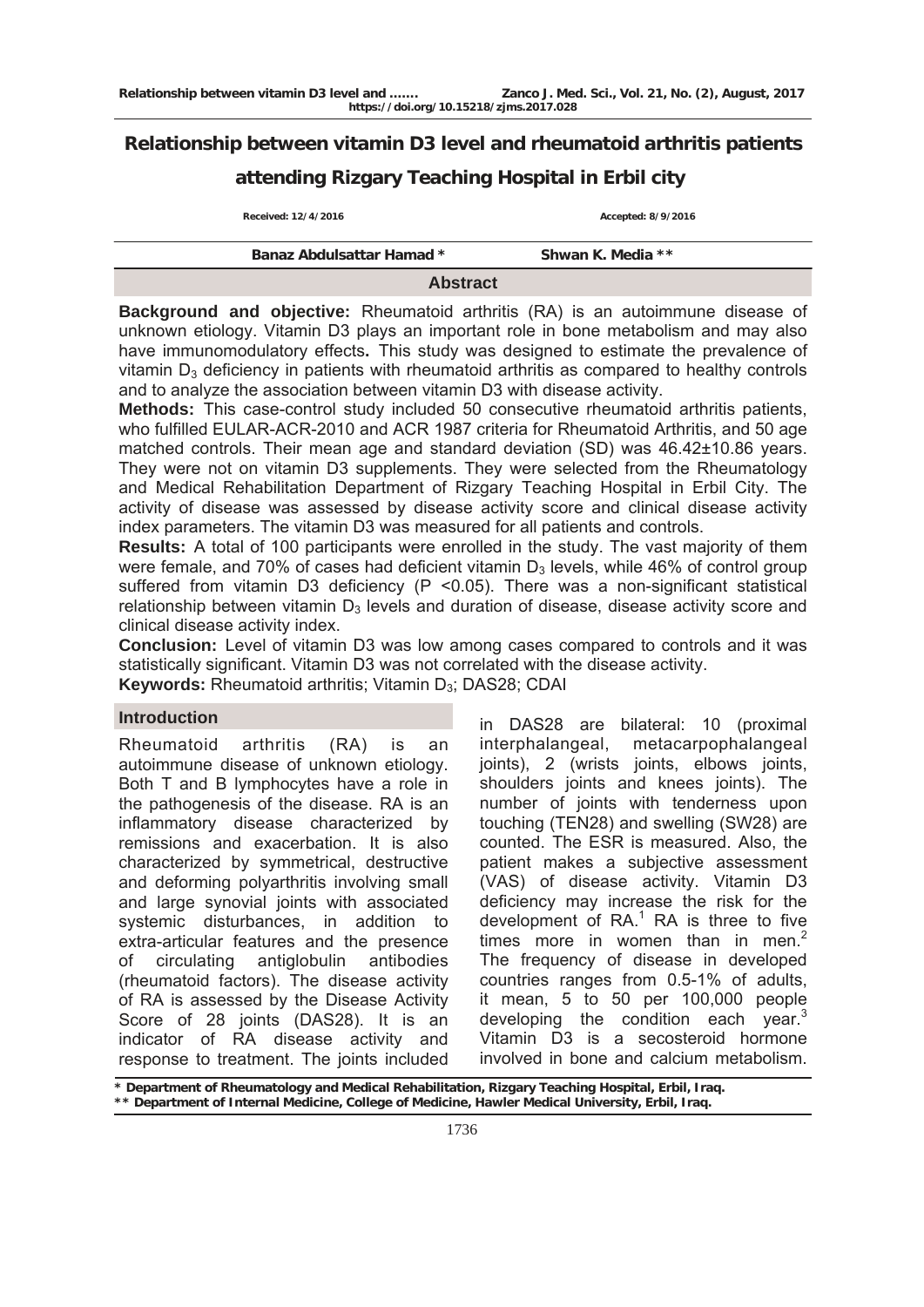# Relationship between vitamin D3 level and rheumatoid arthritis patients attending Rizgary Teaching Hospital in Erbil city

Received: 12/4/2016 | Accepted: 8/9/2016

Banaz Abdulsattar Hamad * | Shwan K. Media **

## Abstract

**Background and objective:** Rheumatoid arthritis (RA) is an autoimmune disease of unknown etiology. Vitamin D3 plays an important role in bone metabolism and may also have immunomodulatory effects**.** This study was designed to estimate the prevalence of vitamin $D_3$ deficiency in patients with rheumatoid arthritis as compared to healthy controls and to analyze the association between vitamin D3 with disease activity.

**Methods:** This case-control study included 50 consecutive rheumatoid arthritis patients, who fulfilled EULAR-ACR-2010 and ACR 1987 criteria for Rheumatoid Arthritis, and 50 age matched controls. Their mean age and standard deviation (SD) was 46.42±10.86 years. They were not on vitamin D3 supplements. They were selected from the Rheumatology and Medical Rehabilitation Department of Rizgary Teaching Hospital in Erbil City. The activity of disease was assessed by disease activity score and clinical disease activity index parameters. The vitamin D3 was measured for all patients and controls.

**Results:** A total of 100 participants were enrolled in the study. The vast majority of them were female, and 70% of cases had deficient vitamin $D_3$ levels, while 46% of control group suffered from vitamin D3 deficiency ($P < 0.05$). There was a non-significant statistical relationship between vitamin $D_3$ levels and duration of disease, disease activity score and clinical disease activity index.

**Conclusion:** Level of vitamin D3 was low among cases compared to controls and it was statistically significant. Vitamin D3 was not correlated with the disease activity.

**Keywords:** Rheumatoid arthritis; Vitamin $D_3$; DAS28; CDAI

## Introduction

Rheumatoid arthritis (RA) is an autoimmune disease of unknown etiology. Both T and B lymphocytes have a role in the pathogenesis of the disease. RA is an inflammatory disease characterized by remissions and exacerbation. It is also characterized by symmetrical, destructive and deforming polyarthritis involving small and large synovial joints with associated systemic disturbances, in addition to extra-articular features and the presence of circulating antiglobulin antibodies (rheumatoid factors). The disease activity of RA is assessed by the Disease Activity Score of 28 joints (DAS28). It is an indicator of RA disease activity and response to treatment. The joints included in DAS28 are bilateral: 10 (proximal interphalangeal, metacarpophalangeal joints), 2 (wrists joints, elbows joints, shoulders joints and knees joints). The number of joints with tenderness upon touching (TEN28) and swelling (SW28) are counted. The ESR is measured. Also, the patient makes a subjective assessment (VAS) of disease activity. Vitamin D3 deficiency may increase the risk for the development of RA.[1] RA is three to five times more in women than in men.[2] The frequency of disease in developed countries ranges from 0.5-1% of adults, it mean, 5 to 50 per 100,000 people developing the condition each year.[3] Vitamin D3 is a secosteroid hormone involved in bone and calcium metabolism.

* Department of Rheumatology and Medical Rehabilitation, Rizgary Teaching Hospital, Erbil, Iraq.
** Department of Internal Medicine, College of Medicine, Hawler Medical University, Erbil, Iraq.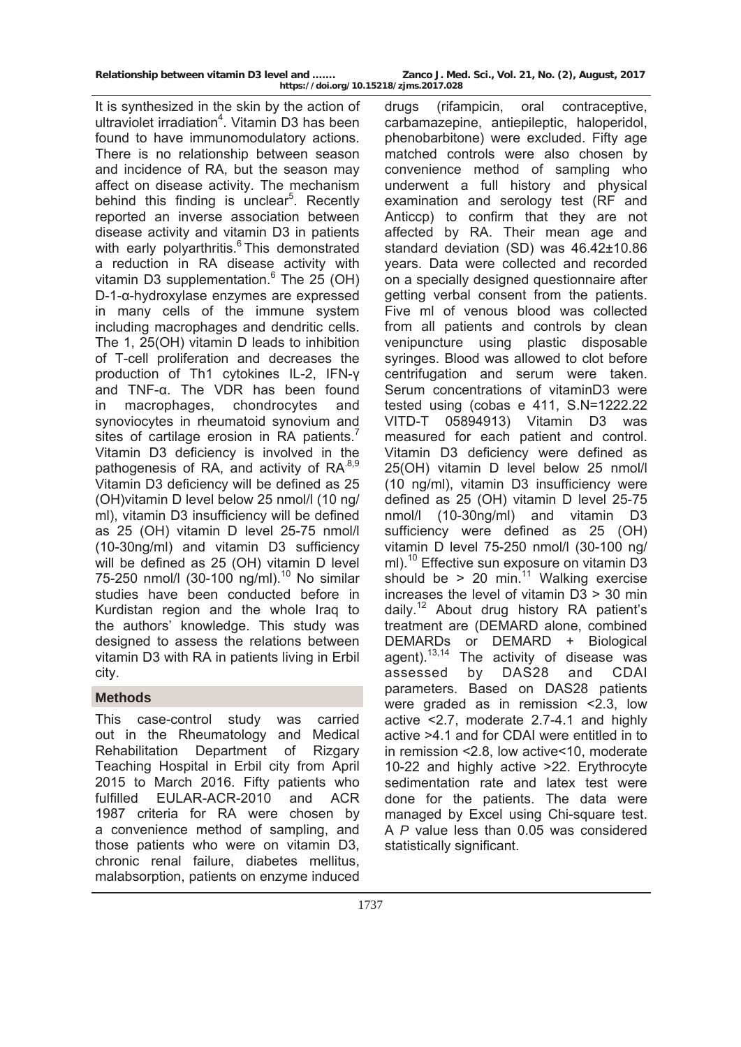It is synthesized in the skin by the action of ultraviolet irradiation[4]. Vitamin D3 has been found to have immunomodulatory actions. There is no relationship between season and incidence of RA, but the season may affect on disease activity. The mechanism behind this finding is unclear[5]. Recently reported an inverse association between disease activity and vitamin D3 in patients with early polyarthritis.[6] This demonstrated a reduction in RA disease activity with vitamin D3 supplementation.[6] The 25 (OH) D-1-α-hydroxylase enzymes are expressed in many cells of the immune system including macrophages and dendritic cells. The 1, 25(OH) vitamin D leads to inhibition of T-cell proliferation and decreases the production of Th1 cytokines IL-2, IFN-γ and TNF-α. The VDR has been found in macrophages, chondrocytes and synoviocytes in rheumatoid synovium and sites of cartilage erosion in RA patients.[7] Vitamin D3 deficiency is involved in the pathogenesis of RA, and activity of RA[8,9] Vitamin D3 deficiency will be defined as 25 (OH)vitamin D level below 25 nmol/l (10 ng/ml), vitamin D3 insufficiency will be defined as 25 (OH) vitamin D level 25-75 nmol/l (10-30ng/ml) and vitamin D3 sufficiency will be defined as 25 (OH) vitamin D level 75-250 nmol/l (30-100 ng/ml).[10] No similar studies have been conducted before in Kurdistan region and the whole Iraq to the authors' knowledge. This study was designed to assess the relations between vitamin D3 with RA in patients living in Erbil city.

## Methods

This case-control study was carried out in the Rheumatology and Medical Rehabilitation Department of Rizgary Teaching Hospital in Erbil city from April 2015 to March 2016. Fifty patients who fulfilled EULAR-ACR-2010 and ACR 1987 criteria for RA were chosen by a convenience method of sampling, and those patients who were on vitamin D3, chronic renal failure, diabetes mellitus, malabsorption, patients on enzyme induced drugs (rifampicin, oral contraceptive, carbamazepine, antiepileptic, haloperidol, phenobarbitone) were excluded. Fifty age matched controls were also chosen by convenience method of sampling who underwent a full history and physical examination and serology test (RF and Anticcp) to confirm that they are not affected by RA. Their mean age and standard deviation (SD) was 46.42±10.86 years. Data were collected and recorded on a specially designed questionnaire after getting verbal consent from the patients. Five ml of venous blood was collected from all patients and controls by clean venipuncture using plastic disposable syringes. Blood was allowed to clot before centrifugation and serum were taken. Serum concentrations of vitaminD3 were tested using (cobas e 411, S.N=1222.22 VITD-T 05894913) Vitamin D3 was measured for each patient and control. Vitamin D3 deficiency were defined as 25(OH) vitamin D level below 25 nmol/l (10 ng/ml), vitamin D3 insufficiency were defined as 25 (OH) vitamin D level 25-75 nmol/l (10-30ng/ml) and vitamin D3 sufficiency were defined as 25 (OH) vitamin D level 75-250 nmol/l (30-100 ng/ml).[10] Effective sun exposure on vitamin D3 should be > 20 min.[11] Walking exercise increases the level of vitamin D3 > 30 min daily.[12] About drug history RA patient's treatment are (DEMARD alone, combined DEMARDs or DEMARD + Biological agent).[13,14] The activity of disease was assessed by DAS28 and CDAI parameters. Based on DAS28 patients were graded as in remission <2.3, low active <2.7, moderate 2.7-4.1 and highly active >4.1 and for CDAI were entitled in to in remission <2.8, low active<10, moderate 10-22 and highly active >22. Erythrocyte sedimentation rate and latex test were done for the patients. The data were managed by Excel using Chi-square test. A *P* value less than 0.05 was considered statistically significant.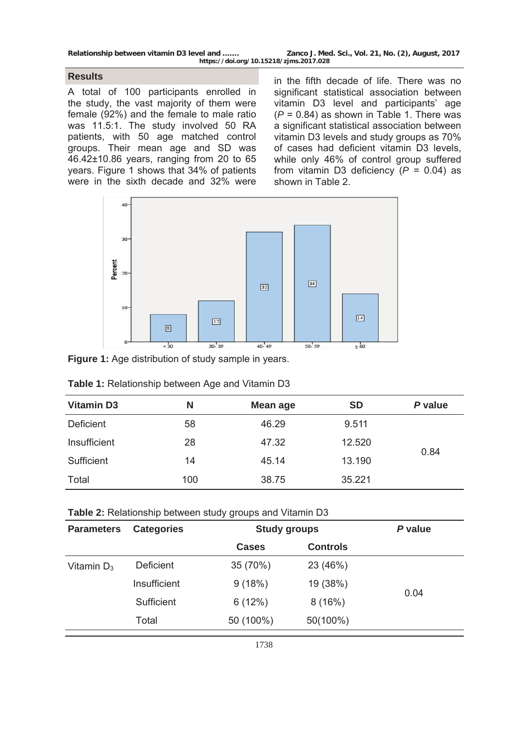## Results

A total of 100 participants enrolled in the study, the vast majority of them were female (92%) and the female to male ratio was 11.5:1. The study involved 50 RA patients, with 50 age matched control groups. Their mean age and SD was 46.42±10.86 years, ranging from 20 to 65 years. Figure 1 shows that 34% of patients were in the sixth decade and 32% were in the fifth decade of life. There was no significant statistical association between vitamin D3 level and participants' age ($P$ = 0.84) as shown in Table 1. There was a significant statistical association between vitamin D3 levels and study groups as 70% of cases had deficient vitamin D3 levels, while only 46% of control group suffered from vitamin D3 deficiency ($P$ = 0.04) as shown in Table 2.

**Figure 1:** Age distribution of study sample in years.

**Table 1:** Relationship between Age and Vitamin D3

| Vitamin D3 | N | Mean age | SD | *P* value |
|---|---|---|---|---|
| Deficient | 58 | 46.29 | 9.511 | 0.84 |
| Insufficient | 28 | 47.32 | 12.520 | |
| Sufficient | 14 | 45.14 | 13.190 | |
| Total | 100 | 38.75 | 35.221 | |

**Table 2:** Relationship between study groups and Vitamin D3

| Parameters | Categories | Study groups | | *P* value |
|---|---|---|---|---|
| | | Cases | Controls | |
| Vitamin $D_3$ | Deficient | 35 (70%) | 23 (46%) | 0.04 |
| | Insufficient | 9 (18%) | 19 (38%) | |
| | Sufficient | 6 (12%) | 8 (16%) | |
| | Total | 50 (100%) | 50(100%) | |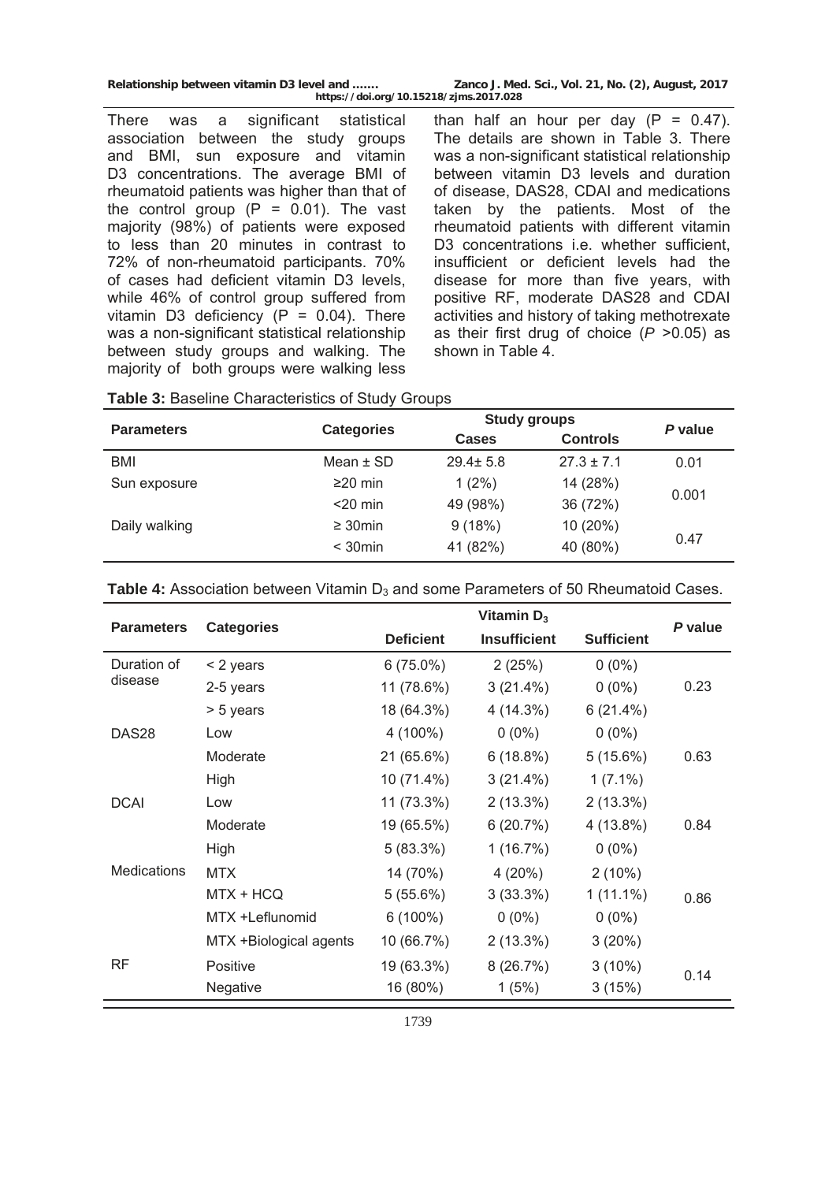There was a significant statistical association between the study groups and BMI, sun exposure and vitamin D3 concentrations. The average BMI of rheumatoid patients was higher than that of the control group (P = 0.01). The vast majority (98%) of patients were exposed to less than 20 minutes in contrast to 72% of non-rheumatoid participants. 70% of cases had deficient vitamin D3 levels, while 46% of control group suffered from vitamin D3 deficiency (P = 0.04). There was a non-significant statistical relationship between study groups and walking. The majority of both groups were walking less than half an hour per day (P = 0.47). The details are shown in Table 3. There was a non-significant statistical relationship between vitamin D3 levels and duration of disease, DAS28, CDAI and medications taken by the patients. Most of the rheumatoid patients with different vitamin D3 concentrations i.e. whether sufficient, insufficient or deficient levels had the disease for more than five years, with positive RF, moderate DAS28 and CDAI activities and history of taking methotrexate as their first drug of choice (*P* >0.05) as shown in Table 4.

**Table 3:** Baseline Characteristics of Study Groups

| Parameters | Categories | Study groups | | *P* value |
|---|---|---|---|---|
| | | Cases | Controls | |
| BMI | Mean ± SD | 29.4± 5.8 | 27.3 ± 7.1 | 0.01 |
| Sun exposure | ≥20 min | 1 (2%) | 14 (28%) | 0.001 |
| | <20 min | 49 (98%) | 36 (72%) | |
| Daily walking | ≥ 30min | 9 (18%) | 10 (20%) | 0.47 |
| | < 30min | 41 (82%) | 40 (80%) | |

**Table 4:** Association between Vitamin $D_3$ and some Parameters of 50 Rheumatoid Cases.

| Parameters | Categories | Vitamin $D_3$ | | | *P* value |
|---|---|---|---|---|---|
| | | Deficient | Insufficient | Sufficient | |
| Duration of disease | < 2 years | 6 (75.0%) | 2 (25%) | 0 (0%) | 0.23 |
| | 2-5 years | 11 (78.6%) | 3 (21.4%) | 0 (0%) | |
| | > 5 years | 18 (64.3%) | 4 (14.3%) | 6 (21.4%) | |
| DAS28 | Low | 4 (100%) | 0 (0%) | 0 (0%) | 0.63 |
| | Moderate | 21 (65.6%) | 6 (18.8%) | 5 (15.6%) | |
| | High | 10 (71.4%) | 3 (21.4%) | 1 (7.1%) | |
| DCAI | Low | 11 (73.3%) | 2 (13.3%) | 2 (13.3%) | 0.84 |
| | Moderate | 19 (65.5%) | 6 (20.7%) | 4 (13.8%) | |
| | High | 5 (83.3%) | 1 (16.7%) | 0 (0%) | |
| Medications | MTX | 14 (70%) | 4 (20%) | 2 (10%) | 0.86 |
| | MTX + HCQ | 5 (55.6%) | 3 (33.3%) | 1 (11.1%) | |
| | MTX +Leflunomid | 6 (100%) | 0 (0%) | 0 (0%) | |
| | MTX +Biological agents | 10 (66.7%) | 2 (13.3%) | 3 (20%) | |
| RF | Positive | 19 (63.3%) | 8 (26.7%) | 3 (10%) | 0.14 |
| | Negative | 16 (80%) | 1 (5%) | 3 (15%) | |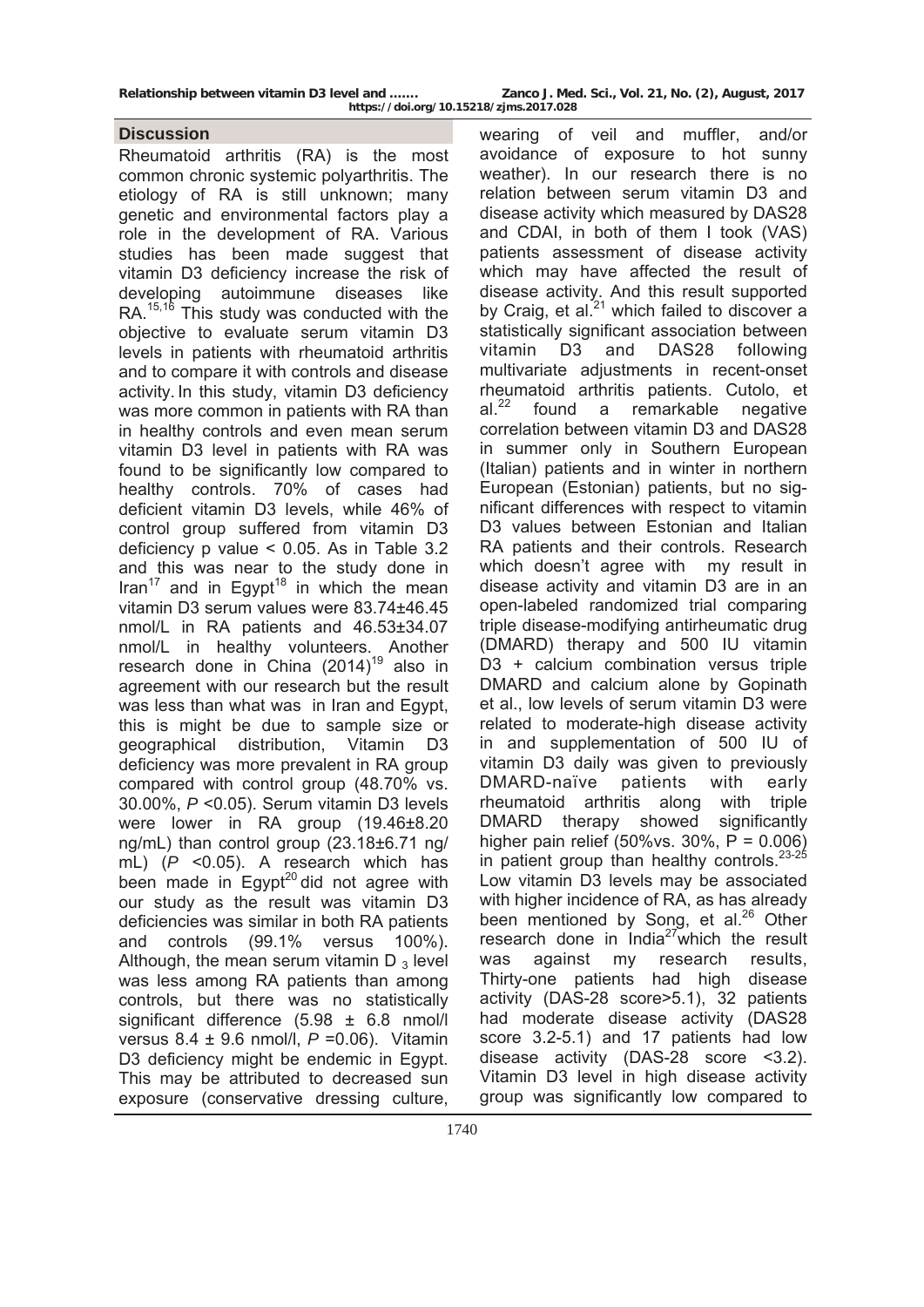## Discussion

Rheumatoid arthritis (RA) is the most common chronic systemic polyarthritis. The etiology of RA is still unknown; many genetic and environmental factors play a role in the development of RA. Various studies has been made suggest that vitamin D3 deficiency increase the risk of developing autoimmune diseases like RA.[15,16] This study was conducted with the objective to evaluate serum vitamin D3 levels in patients with rheumatoid arthritis and to compare it with controls and disease activity. In this study, vitamin D3 deficiency was more common in patients with RA than in healthy controls and even mean serum vitamin D3 level in patients with RA was found to be significantly low compared to healthy controls. 70% of cases had deficient vitamin D3 levels, while 46% of control group suffered from vitamin D3 deficiency p value < 0.05. As in Table 3.2 and this was near to the study done in Iran[17] and in Egypt[18] in which the mean vitamin D3 serum values were 83.74±46.45 nmol/L in RA patients and 46.53±34.07 nmol/L in healthy volunteers. Another research done in China (2014)[19] also in agreement with our research but the result was less than what was in Iran and Egypt, this is might be due to sample size or geographical distribution, Vitamin D3 deficiency was more prevalent in RA group compared with control group (48.70% vs. 30.00%, *P* <0.05). Serum vitamin D3 levels were lower in RA group (19.46±8.20 ng/mL) than control group (23.18±6.71 ng/mL) (*P* <0.05). A research which has been made in Egypt[20] did not agree with our study as the result was vitamin D3 deficiencies was similar in both RA patients and controls (99.1% versus 100%). Although, the mean serum vitamin $D_3$ level was less among RA patients than among controls, but there was no statistically significant difference (5.98 ± 6.8 nmol/l versus 8.4 ± 9.6 nmol/l, *P* =0.06). Vitamin D3 deficiency might be endemic in Egypt. This may be attributed to decreased sun exposure (conservative dressing culture, wearing of veil and muffler, and/or avoidance of exposure to hot sunny weather). In our research there is no relation between serum vitamin D3 and disease activity which measured by DAS28 and CDAI, in both of them I took (VAS) patients assessment of disease activity which may have affected the result of disease activity. And this result supported by Craig, et al.[21] which failed to discover a statistically significant association between vitamin D3 and DAS28 following multivariate adjustments in recent-onset rheumatoid arthritis patients. Cutolo, et al.[22] found a remarkable negative correlation between vitamin D3 and DAS28 in summer only in Southern European (Italian) patients and in winter in northern European (Estonian) patients, but no significant differences with respect to vitamin D3 values between Estonian and Italian RA patients and their controls. Research which doesn't agree with my result in disease activity and vitamin D3 are in an open-labeled randomized trial comparing triple disease-modifying antirheumatic drug (DMARD) therapy and 500 IU vitamin D3 + calcium combination versus triple DMARD and calcium alone by Gopinath et al., low levels of serum vitamin D3 were related to moderate-high disease activity in and supplementation of 500 IU of vitamin D3 daily was given to previously DMARD-naïve patients with early rheumatoid arthritis along with triple DMARD therapy showed significantly higher pain relief (50%vs. 30%, P = 0.006) in patient group than healthy controls.[23-25] Low vitamin D3 levels may be associated with higher incidence of RA, as has already been mentioned by Song, et al.[26] Other research done in India[27] which the result was against my research results, Thirty-one patients had high disease activity (DAS-28 score>5.1), 32 patients had moderate disease activity (DAS28 score 3.2-5.1) and 17 patients had low disease activity (DAS-28 score <3.2). Vitamin D3 level in high disease activity group was significantly low compared to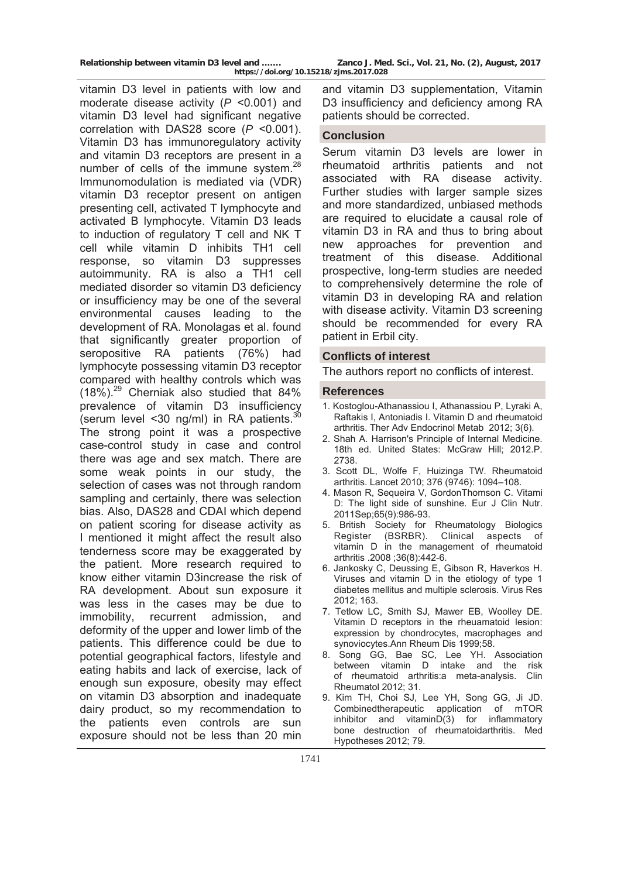vitamin D3 level in patients with low and moderate disease activity ($P$ <0.001) and vitamin D3 level had significant negative correlation with DAS28 score ($P$ <0.001). Vitamin D3 has immunoregulatory activity and vitamin D3 receptors are present in a number of cells of the immune system.[28] Immunomodulation is mediated via (VDR) vitamin D3 receptor present on antigen presenting cell, activated T lymphocyte and activated B lymphocyte. Vitamin D3 leads to induction of regulatory T cell and NK T cell while vitamin D inhibits TH1 cell response, so vitamin D3 suppresses autoimmunity. RA is also a TH1 cell mediated disorder so vitamin D3 deficiency or insufficiency may be one of the several environmental causes leading to the development of RA. Monolagas et al. found that significantly greater proportion of seropositive RA patients (76%) had lymphocyte possessing vitamin D3 receptor compared with healthy controls which was (18%).[29] Cherniak also studied that 84% prevalence of vitamin D3 insufficiency (serum level <30 ng/ml) in RA patients.[30] The strong point it was a prospective case-control study in case and control there was age and sex match. There are some weak points in our study, the selection of cases was not through random sampling and certainly, there was selection bias. Also, DAS28 and CDAI which depend on patient scoring for disease activity as I mentioned it might affect the result also tenderness score may be exaggerated by the patient. More research required to know either vitamin D3increase the risk of RA development. About sun exposure it was less in the cases may be due to immobility, recurrent admission, and deformity of the upper and lower limb of the patients. This difference could be due to potential geographical factors, lifestyle and eating habits and lack of exercise, lack of enough sun exposure, obesity may effect on vitamin D3 absorption and inadequate dairy product, so my recommendation to the patients even controls are sun exposure should not be less than 20 min and vitamin D3 supplementation, Vitamin D3 insufficiency and deficiency among RA patients should be corrected.

## Conclusion

Serum vitamin D3 levels are lower in rheumatoid arthritis patients and not associated with RA disease activity. Further studies with larger sample sizes and more standardized, unbiased methods are required to elucidate a causal role of vitamin D3 in RA and thus to bring about new approaches for prevention and treatment of this disease. Additional prospective, long-term studies are needed to comprehensively determine the role of vitamin D3 in developing RA and relation with disease activity. Vitamin D3 screening should be recommended for every RA patient in Erbil city.

## Conflicts of interest

The authors report no conflicts of interest.

## References

1. Kostoglou-Athanassiou I, Athanassiou P, Lyraki A, Raftakis I, Antoniadis I. Vitamin D and rheumatoid arthritis. Ther Adv Endocrinol Metab 2012; 3(6).
2. Shah A. Harrison's Principle of Internal Medicine. 18th ed. United States: McGraw Hill; 2012.P. 2738.
3. Scott DL, Wolfe F, Huizinga TW. Rheumatoid arthritis. Lancet 2010; 376 (9746): 1094–108.
4. Mason R, Sequeira V, GordonThomson C. Vitami D: The light side of sunshine. Eur J Clin Nutr. 2011Sep;65(9):986-93.
5. British Society for Rheumatology Biologics Register (BSRBR). Clinical aspects of vitamin D in the management of rheumatoid arthritis .2008 ;36(8):442-6.
6. Jankosky C, Deussing E, Gibson R, Haverkos H. Viruses and vitamin D in the etiology of type 1 diabetes mellitus and multiple sclerosis. Virus Res 2012; 163.
7. Tetlow LC, Smith SJ, Mawer EB, Woolley DE. Vitamin D receptors in the rheuamatoid lesion: expression by chondrocytes, macrophages and synoviocytes.Ann Rheum Dis 1999;58.
8. Song GG, Bae SC, Lee YH. Association between vitamin D intake and the risk of rheumatoid arthritis:a meta-analysis. Clin Rheumatol 2012; 31.
9. Kim TH, Choi SJ, Lee YH, Song GG, Ji JD. Combinedtherapeutic application of mTOR inhibitor and vitaminD(3) for inflammatory bone destruction of rheumatoidarthritis. Med Hypotheses 2012; 79.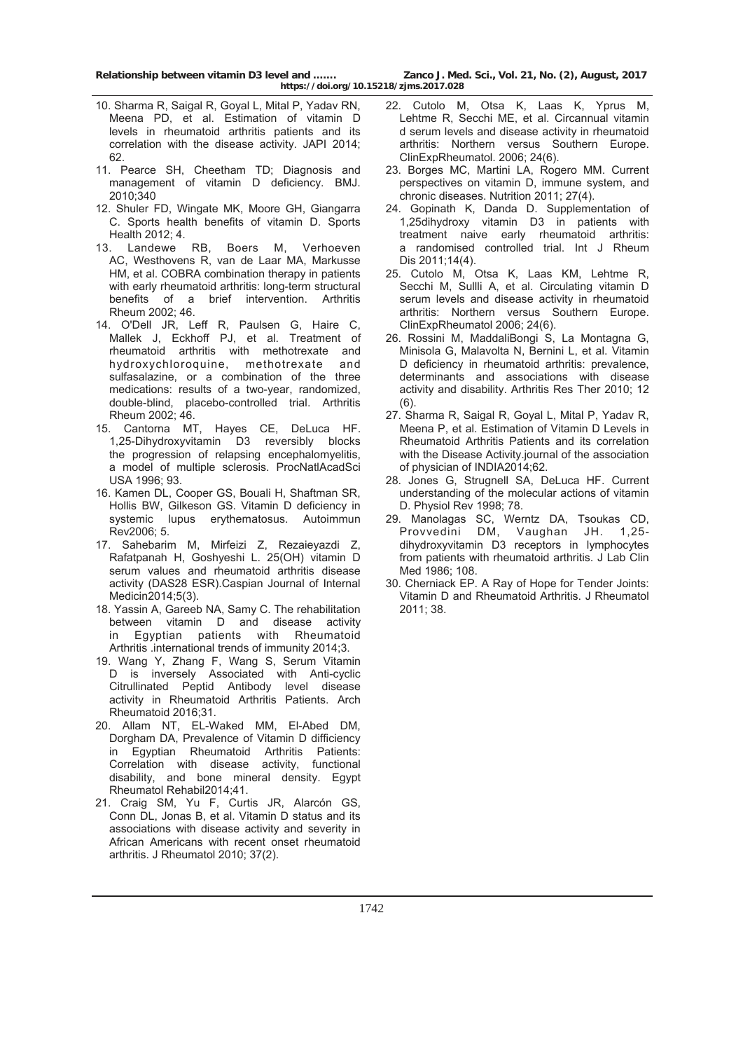10. Sharma R, Saigal R, Goyal L, Mital P, Yadav RN, Meena PD, et al. Estimation of vitamin D levels in rheumatoid arthritis patients and its correlation with the disease activity. JAPI 2014; 62.
11. Pearce SH, Cheetham TD; Diagnosis and management of vitamin D deficiency. BMJ. 2010;340
12. Shuler FD, Wingate MK, Moore GH, Giangarra C. Sports health benefits of vitamin D. Sports Health 2012; 4.
13. Landewe RB, Boers M, Verhoeven AC, Westhovens R, van de Laar MA, Markusse HM, et al. COBRA combination therapy in patients with early rheumatoid arthritis: long-term structural benefits of a brief intervention. Arthritis Rheum 2002; 46.
14. O'Dell JR, Leff R, Paulsen G, Haire C, Mallek J, Eckhoff PJ, et al. Treatment of rheumatoid arthritis with methotrexate and hydroxychloroquine, methotrexate and sulfasalazine, or a combination of the three medications: results of a two-year, randomized, double-blind, placebo-controlled trial. Arthritis Rheum 2002; 46.
15. Cantorna MT, Hayes CE, DeLuca HF. 1,25-Dihydroxyvitamin D3 reversibly blocks the progression of relapsing encephalomyelitis, a model of multiple sclerosis. ProcNatlAcadSci USA 1996; 93.
16. Kamen DL, Cooper GS, Bouali H, Shaftman SR, Hollis BW, Gilkeson GS. Vitamin D deficiency in systemic lupus erythematosus. Autoimmun Rev2006; 5.
17. Sahebarim M, Mirfeizi Z, Rezaieyazdi Z, Rafatpanah H, Goshyeshi L. 25(OH) vitamin D serum values and rheumatoid arthritis disease activity (DAS28 ESR).Caspian Journal of Internal Medicin2014;5(3).
18. Yassin A, Gareeb NA, Samy C. The rehabilitation between vitamin D and disease activity in Egyptian patients with Rheumatoid Arthritis .international trends of immunity 2014;3.
19. Wang Y, Zhang F, Wang S, Serum Vitamin D is inversely Associated with Anti-cyclic Citrullinated Peptid Antibody level disease activity in Rheumatoid Arthritis Patients. Arch Rheumatoid 2016;31.
20. Allam NT, EL-Waked MM, El-Abed DM, Dorgham DA, Prevalence of Vitamin D difficiency in Egyptian Rheumatoid Arthritis Patients: Correlation with disease activity, functional disability, and bone mineral density. Egypt Rheumatol Rehabil2014;41.
21. Craig SM, Yu F, Curtis JR, Alarcón GS, Conn DL, Jonas B, et al. Vitamin D status and its associations with disease activity and severity in African Americans with recent onset rheumatoid arthritis. J Rheumatol 2010; 37(2).
22. Cutolo M, Otsa K, Laas K, Yprus M, Lehtme R, Secchi ME, et al. Circannual vitamin d serum levels and disease activity in rheumatoid arthritis: Northern versus Southern Europe. ClinExpRheumatol. 2006; 24(6).
23. Borges MC, Martini LA, Rogero MM. Current perspectives on vitamin D, immune system, and chronic diseases. Nutrition 2011; 27(4).
24. Gopinath K, Danda D. Supplementation of 1,25dihydroxy vitamin D3 in patients with treatment naive early rheumatoid arthritis: a randomised controlled trial. Int J Rheum Dis 2011;14(4).
25. Cutolo M, Otsa K, Laas KM, Lehtme R, Secchi M, Sullli A, et al. Circulating vitamin D serum levels and disease activity in rheumatoid arthritis: Northern versus Southern Europe. ClinExpRheumatol 2006; 24(6).
26. Rossini M, MaddaliBongi S, La Montagna G, Minisola G, Malavolta N, Bernini L, et al. Vitamin D deficiency in rheumatoid arthritis: prevalence, determinants and associations with disease activity and disability. Arthritis Res Ther 2010; 12 (6).
27. Sharma R, Saigal R, Goyal L, Mital P, Yadav R, Meena P, et al. Estimation of Vitamin D Levels in Rheumatoid Arthritis Patients and its correlation with the Disease Activity.journal of the association of physician of INDIA2014;62.
28. Jones G, Strugnell SA, DeLuca HF. Current understanding of the molecular actions of vitamin D. Physiol Rev 1998; 78.
29. Manolagas SC, Werntz DA, Tsoukas CD, Provvedini DM, Vaughan JH. 1,25-dihydroxyvitamin D3 receptors in lymphocytes from patients with rheumatoid arthritis. J Lab Clin Med 1986; 108.
30. Cherniack EP. A Ray of Hope for Tender Joints: Vitamin D and Rheumatoid Arthritis. J Rheumatol 2011; 38.